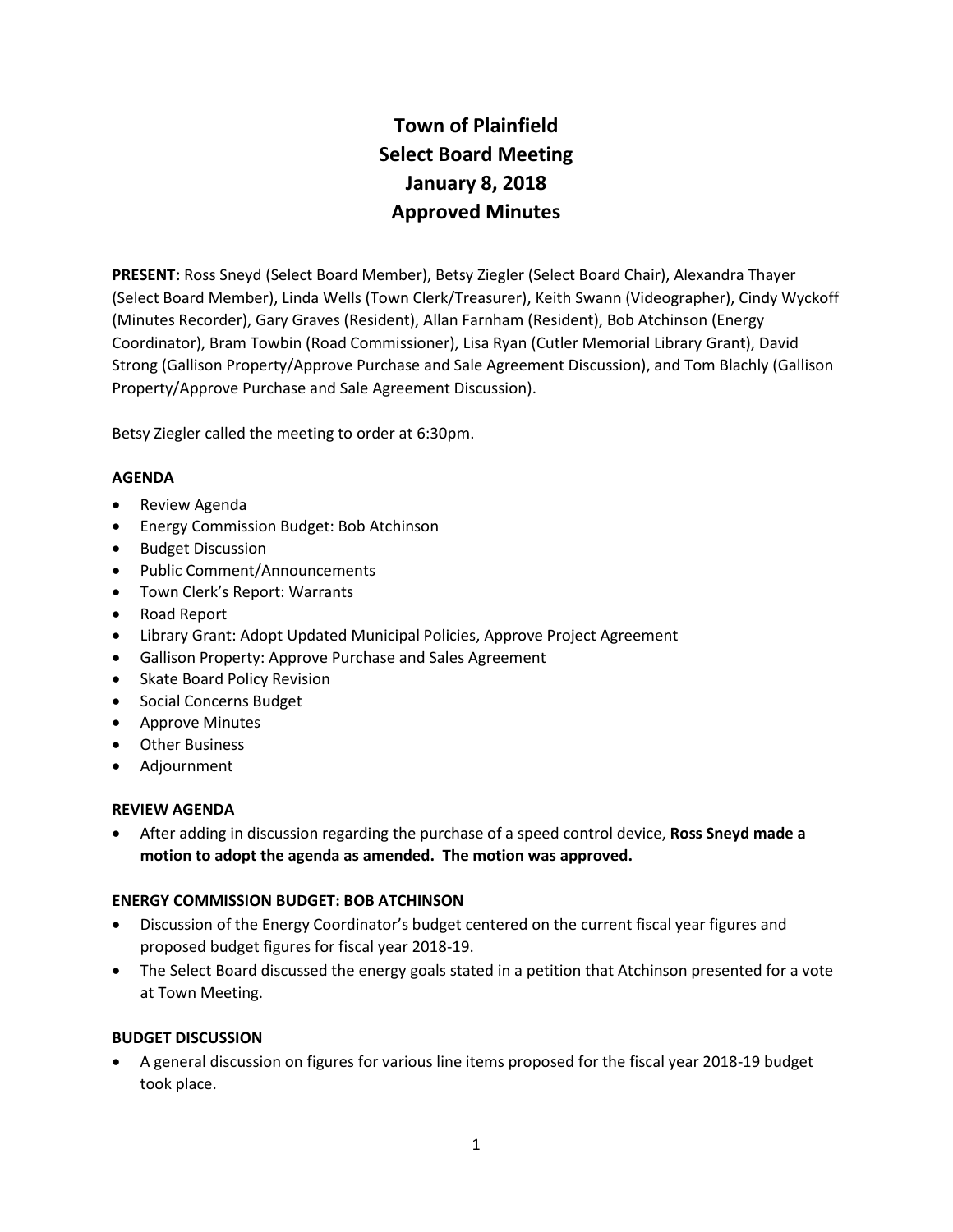# Town of Plainfield
# Select Board Meeting
# January 8, 2018
# Approved Minutes

**PRESENT:** Ross Sneyd (Select Board Member), Betsy Ziegler (Select Board Chair), Alexandra Thayer (Select Board Member), Linda Wells (Town Clerk/Treasurer), Keith Swann (Videographer), Cindy Wyckoff (Minutes Recorder), Gary Graves (Resident), Allan Farnham (Resident), Bob Atchinson (Energy Coordinator), Bram Towbin (Road Commissioner), Lisa Ryan (Cutler Memorial Library Grant), David Strong (Gallison Property/Approve Purchase and Sale Agreement Discussion), and Tom Blachly (Gallison Property/Approve Purchase and Sale Agreement Discussion).

Betsy Ziegler called the meeting to order at 6:30pm.

**AGENDA**

- Review Agenda
- Energy Commission Budget: Bob Atchinson
- Budget Discussion
- Public Comment/Announcements
- Town Clerk's Report: Warrants
- Road Report
- Library Grant: Adopt Updated Municipal Policies, Approve Project Agreement
- Gallison Property: Approve Purchase and Sales Agreement
- Skate Board Policy Revision
- Social Concerns Budget
- Approve Minutes
- Other Business
- Adjournment

**REVIEW AGENDA**

- After adding in discussion regarding the purchase of a speed control device, **Ross Sneyd made a motion to adopt the agenda as amended. The motion was approved.**

**ENERGY COMMISSION BUDGET: BOB ATCHINSON**

- Discussion of the Energy Coordinator's budget centered on the current fiscal year figures and proposed budget figures for fiscal year 2018-19.
- The Select Board discussed the energy goals stated in a petition that Atchinson presented for a vote at Town Meeting.

**BUDGET DISCUSSION**

- A general discussion on figures for various line items proposed for the fiscal year 2018-19 budget took place.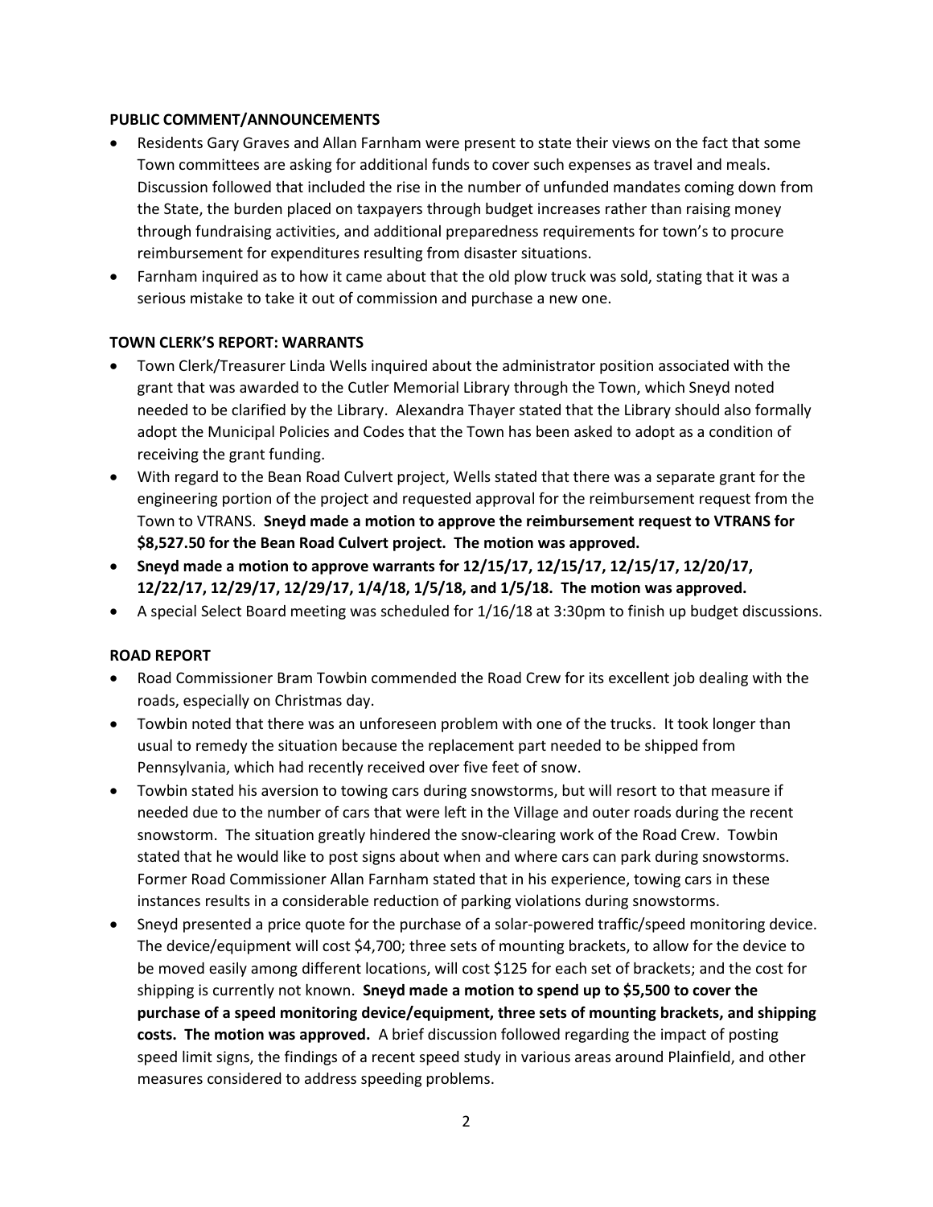**PUBLIC COMMENT/ANNOUNCEMENTS**

- Residents Gary Graves and Allan Farnham were present to state their views on the fact that some Town committees are asking for additional funds to cover such expenses as travel and meals. Discussion followed that included the rise in the number of unfunded mandates coming down from the State, the burden placed on taxpayers through budget increases rather than raising money through fundraising activities, and additional preparedness requirements for town's to procure reimbursement for expenditures resulting from disaster situations.
- Farnham inquired as to how it came about that the old plow truck was sold, stating that it was a serious mistake to take it out of commission and purchase a new one.

**TOWN CLERK'S REPORT: WARRANTS**

- Town Clerk/Treasurer Linda Wells inquired about the administrator position associated with the grant that was awarded to the Cutler Memorial Library through the Town, which Sneyd noted needed to be clarified by the Library. Alexandra Thayer stated that the Library should also formally adopt the Municipal Policies and Codes that the Town has been asked to adopt as a condition of receiving the grant funding.
- With regard to the Bean Road Culvert project, Wells stated that there was a separate grant for the engineering portion of the project and requested approval for the reimbursement request from the Town to VTRANS. **Sneyd made a motion to approve the reimbursement request to VTRANS for $8,527.50 for the Bean Road Culvert project. The motion was approved.**
- **Sneyd made a motion to approve warrants for 12/15/17, 12/15/17, 12/15/17, 12/20/17, 12/22/17, 12/29/17, 12/29/17, 1/4/18, 1/5/18, and 1/5/18. The motion was approved.**
- A special Select Board meeting was scheduled for 1/16/18 at 3:30pm to finish up budget discussions.

**ROAD REPORT**

- Road Commissioner Bram Towbin commended the Road Crew for its excellent job dealing with the roads, especially on Christmas day.
- Towbin noted that there was an unforeseen problem with one of the trucks. It took longer than usual to remedy the situation because the replacement part needed to be shipped from Pennsylvania, which had recently received over five feet of snow.
- Towbin stated his aversion to towing cars during snowstorms, but will resort to that measure if needed due to the number of cars that were left in the Village and outer roads during the recent snowstorm. The situation greatly hindered the snow-clearing work of the Road Crew. Towbin stated that he would like to post signs about when and where cars can park during snowstorms. Former Road Commissioner Allan Farnham stated that in his experience, towing cars in these instances results in a considerable reduction of parking violations during snowstorms.
- Sneyd presented a price quote for the purchase of a solar-powered traffic/speed monitoring device. The device/equipment will cost $4,700; three sets of mounting brackets, to allow for the device to be moved easily among different locations, will cost $125 for each set of brackets; and the cost for shipping is currently not known. **Sneyd made a motion to spend up to $5,500 to cover the purchase of a speed monitoring device/equipment, three sets of mounting brackets, and shipping costs. The motion was approved.** A brief discussion followed regarding the impact of posting speed limit signs, the findings of a recent speed study in various areas around Plainfield, and other measures considered to address speeding problems.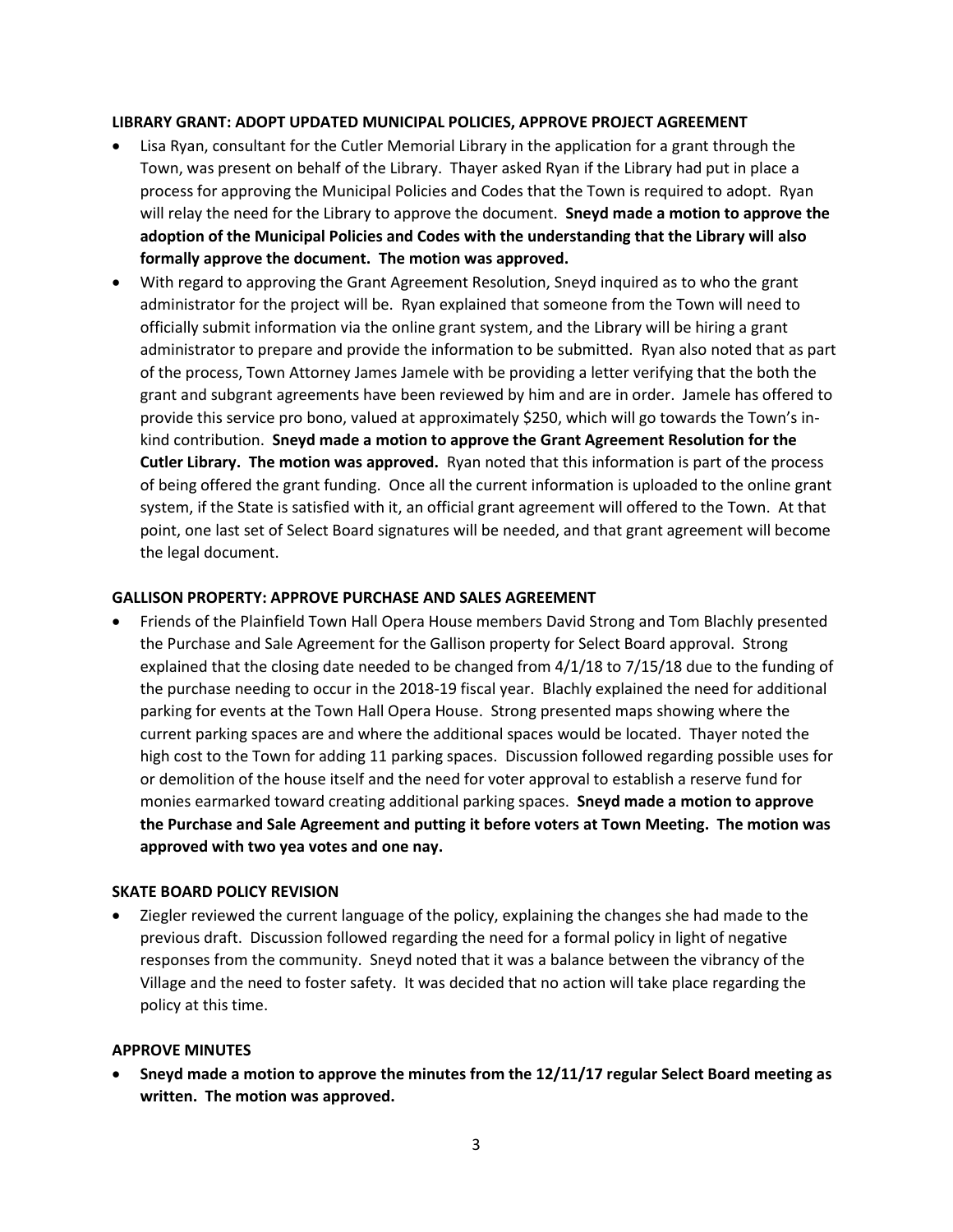**LIBRARY GRANT: ADOPT UPDATED MUNICIPAL POLICIES, APPROVE PROJECT AGREEMENT**

- Lisa Ryan, consultant for the Cutler Memorial Library in the application for a grant through the Town, was present on behalf of the Library. Thayer asked Ryan if the Library had put in place a process for approving the Municipal Policies and Codes that the Town is required to adopt. Ryan will relay the need for the Library to approve the document. **Sneyd made a motion to approve the adoption of the Municipal Policies and Codes with the understanding that the Library will also formally approve the document. The motion was approved.**
- With regard to approving the Grant Agreement Resolution, Sneyd inquired as to who the grant administrator for the project will be. Ryan explained that someone from the Town will need to officially submit information via the online grant system, and the Library will be hiring a grant administrator to prepare and provide the information to be submitted. Ryan also noted that as part of the process, Town Attorney James Jamele with be providing a letter verifying that the both the grant and subgrant agreements have been reviewed by him and are in order. Jamele has offered to provide this service pro bono, valued at approximately $250, which will go towards the Town's in-kind contribution. **Sneyd made a motion to approve the Grant Agreement Resolution for the Cutler Library. The motion was approved.** Ryan noted that this information is part of the process of being offered the grant funding. Once all the current information is uploaded to the online grant system, if the State is satisfied with it, an official grant agreement will offered to the Town. At that point, one last set of Select Board signatures will be needed, and that grant agreement will become the legal document.

**GALLISON PROPERTY: APPROVE PURCHASE AND SALES AGREEMENT**

- Friends of the Plainfield Town Hall Opera House members David Strong and Tom Blachly presented the Purchase and Sale Agreement for the Gallison property for Select Board approval. Strong explained that the closing date needed to be changed from 4/1/18 to 7/15/18 due to the funding of the purchase needing to occur in the 2018-19 fiscal year. Blachly explained the need for additional parking for events at the Town Hall Opera House. Strong presented maps showing where the current parking spaces are and where the additional spaces would be located. Thayer noted the high cost to the Town for adding 11 parking spaces. Discussion followed regarding possible uses for or demolition of the house itself and the need for voter approval to establish a reserve fund for monies earmarked toward creating additional parking spaces. **Sneyd made a motion to approve the Purchase and Sale Agreement and putting it before voters at Town Meeting. The motion was approved with two yea votes and one nay.**

**SKATE BOARD POLICY REVISION**

- Ziegler reviewed the current language of the policy, explaining the changes she had made to the previous draft. Discussion followed regarding the need for a formal policy in light of negative responses from the community. Sneyd noted that it was a balance between the vibrancy of the Village and the need to foster safety. It was decided that no action will take place regarding the policy at this time.

**APPROVE MINUTES**

- **Sneyd made a motion to approve the minutes from the 12/11/17 regular Select Board meeting as written. The motion was approved.**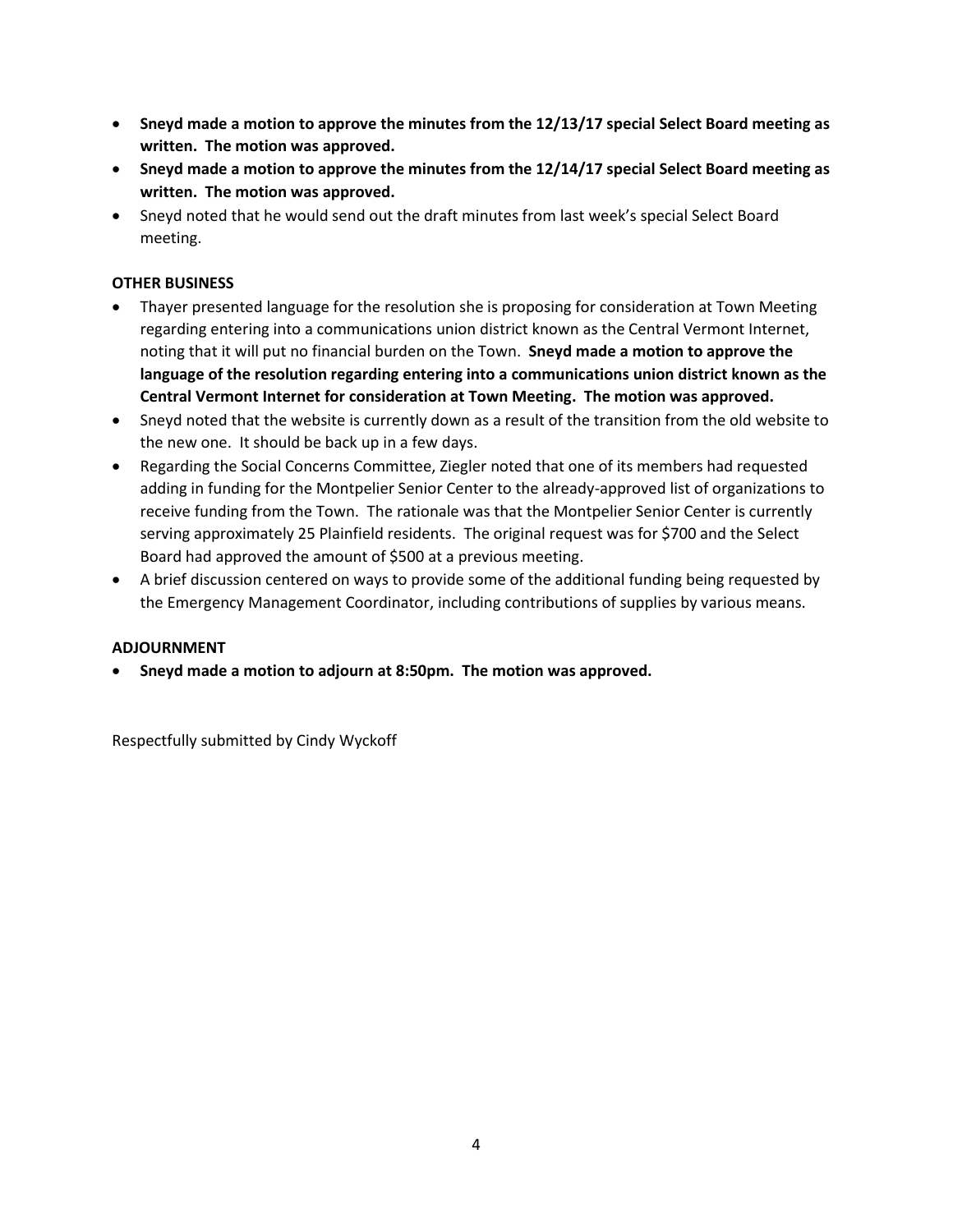- **Sneyd made a motion to approve the minutes from the 12/13/17 special Select Board meeting as written. The motion was approved.**
- **Sneyd made a motion to approve the minutes from the 12/14/17 special Select Board meeting as written. The motion was approved.**
- Sneyd noted that he would send out the draft minutes from last week's special Select Board meeting.

**OTHER BUSINESS**

- Thayer presented language for the resolution she is proposing for consideration at Town Meeting regarding entering into a communications union district known as the Central Vermont Internet, noting that it will put no financial burden on the Town. **Sneyd made a motion to approve the language of the resolution regarding entering into a communications union district known as the Central Vermont Internet for consideration at Town Meeting. The motion was approved.**
- Sneyd noted that the website is currently down as a result of the transition from the old website to the new one. It should be back up in a few days.
- Regarding the Social Concerns Committee, Ziegler noted that one of its members had requested adding in funding for the Montpelier Senior Center to the already-approved list of organizations to receive funding from the Town. The rationale was that the Montpelier Senior Center is currently serving approximately 25 Plainfield residents. The original request was for $700 and the Select Board had approved the amount of $500 at a previous meeting.
- A brief discussion centered on ways to provide some of the additional funding being requested by the Emergency Management Coordinator, including contributions of supplies by various means.

**ADJOURNMENT**

- **Sneyd made a motion to adjourn at 8:50pm. The motion was approved.**

Respectfully submitted by Cindy Wyckoff